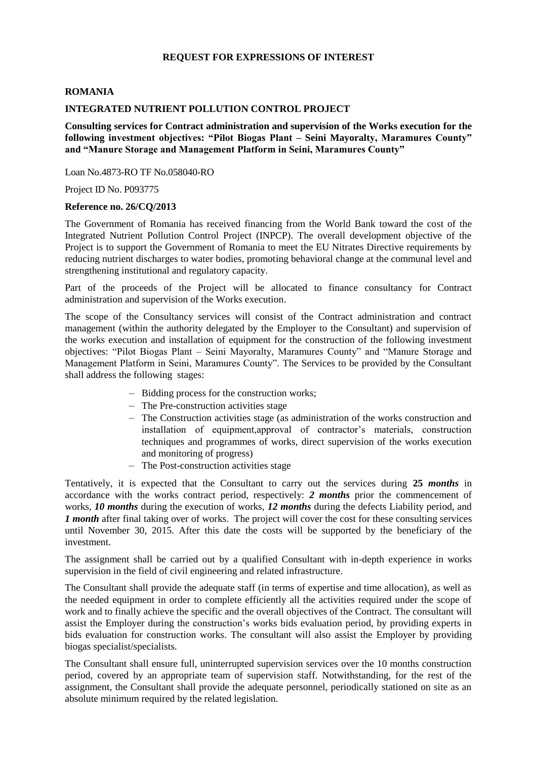**REQUEST FOR EXPRESSIONS OF INTEREST**

**ROMANIA**

**INTEGRATED NUTRIENT POLLUTION CONTROL PROJECT**

**Consulting services for Contract administration and supervision of the Works execution for the following investment objectives: "Pilot Biogas Plant – Seini Mayoralty, Maramures County" and "Manure Storage and Management Platform in Seini, Maramures County"**

Loan No.4873-RO TF No.058040-RO

Project ID No. P093775

**Reference no. 26/CQ/2013**

The Government of Romania has received financing from the World Bank toward the cost of the Integrated Nutrient Pollution Control Project (INPCP). The overall development objective of the Project is to support the Government of Romania to meet the EU Nitrates Directive requirements by reducing nutrient discharges to water bodies, promoting behavioral change at the communal level and strengthening institutional and regulatory capacity.

Part of the proceeds of the Project will be allocated to finance consultancy for Contract administration and supervision of the Works execution.

The scope of the Consultancy services will consist of the Contract administration and contract management (within the authority delegated by the Employer to the Consultant) and supervision of the works execution and installation of equipment for the construction of the following investment objectives: "Pilot Biogas Plant – Seini Mayoralty, Maramures County" and "Manure Storage and Management Platform in Seini, Maramures County". The Services to be provided by the Consultant shall address the following stages:

- Bidding process for the construction works;
- The Pre-construction activities stage
- The Construction activities stage (as administration of the works construction and installation of equipment,approval of contractor's materials, construction techniques and programmes of works, direct supervision of the works execution and monitoring of progress)
- The Post-construction activities stage

Tentatively, it is expected that the Consultant to carry out the services during **25** ***months*** in accordance with the works contract period, respectively: ***2 months*** prior the commencement of works, ***10 months*** during the execution of works, ***12 months*** during the defects Liability period, and ***1 month*** after final taking over of works. The project will cover the cost for these consulting services until November 30, 2015. After this date the costs will be supported by the beneficiary of the investment.

The assignment shall be carried out by a qualified Consultant with in-depth experience in works supervision in the field of civil engineering and related infrastructure.

The Consultant shall provide the adequate staff (in terms of expertise and time allocation), as well as the needed equipment in order to complete efficiently all the activities required under the scope of work and to finally achieve the specific and the overall objectives of the Contract. The consultant will assist the Employer during the construction's works bids evaluation period, by providing experts in bids evaluation for construction works. The consultant will also assist the Employer by providing biogas specialist/specialists.

The Consultant shall ensure full, uninterrupted supervision services over the 10 months construction period, covered by an appropriate team of supervision staff. Notwithstanding, for the rest of the assignment, the Consultant shall provide the adequate personnel, periodically stationed on site as an absolute minimum required by the related legislation.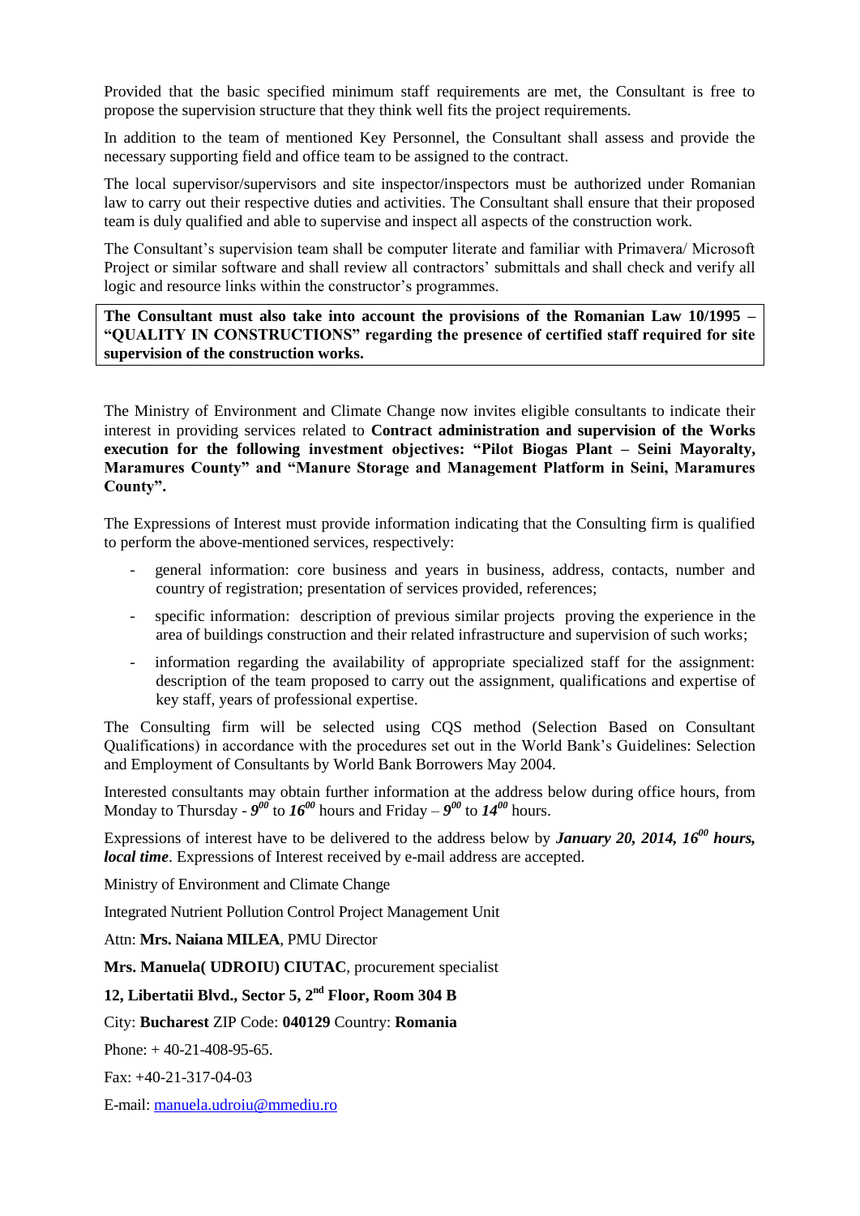Provided that the basic specified minimum staff requirements are met, the Consultant is free to propose the supervision structure that they think well fits the project requirements.

In addition to the team of mentioned Key Personnel, the Consultant shall assess and provide the necessary supporting field and office team to be assigned to the contract.

The local supervisor/supervisors and site inspector/inspectors must be authorized under Romanian law to carry out their respective duties and activities. The Consultant shall ensure that their proposed team is duly qualified and able to supervise and inspect all aspects of the construction work.

The Consultant's supervision team shall be computer literate and familiar with Primavera/ Microsoft Project or similar software and shall review all contractors' submittals and shall check and verify all logic and resource links within the constructor's programmes.

**The Consultant must also take into account the provisions of the Romanian Law 10/1995 – "QUALITY IN CONSTRUCTIONS" regarding the presence of certified staff required for site supervision of the construction works.**

The Ministry of Environment and Climate Change now invites eligible consultants to indicate their interest in providing services related to **Contract administration and supervision of the Works execution for the following investment objectives: "Pilot Biogas Plant – Seini Mayoralty, Maramures County" and "Manure Storage and Management Platform in Seini, Maramures County".**

The Expressions of Interest must provide information indicating that the Consulting firm is qualified to perform the above-mentioned services, respectively:

- general information: core business and years in business, address, contacts, number and country of registration; presentation of services provided, references;
- specific information: description of previous similar projects proving the experience in the area of buildings construction and their related infrastructure and supervision of such works;
- information regarding the availability of appropriate specialized staff for the assignment: description of the team proposed to carry out the assignment, qualifications and expertise of key staff, years of professional expertise.

The Consulting firm will be selected using CQS method (Selection Based on Consultant Qualifications) in accordance with the procedures set out in the World Bank's Guidelines: Selection and Employment of Consultants by World Bank Borrowers May 2004.

Interested consultants may obtain further information at the address below during office hours, from Monday to Thursday - ***9<sup>00</sup>*** to ***16<sup>00</sup>*** hours and Friday – ***9<sup>00</sup>*** to ***14<sup>00</sup>*** hours.

Expressions of interest have to be delivered to the address below by ***January 20, 2014, 16<sup>00</sup> hours, local time***. Expressions of Interest received by e-mail address are accepted.

Ministry of Environment and Climate Change

Integrated Nutrient Pollution Control Project Management Unit

Attn: **Mrs. Naiana MILEA**, PMU Director

**Mrs. Manuela( UDROIU) CIUTAC**, procurement specialist

**12, Libertatii Blvd., Sector 5, 2<sup>nd</sup> Floor, Room 304 B**

City: **Bucharest** ZIP Code: **040129** Country: **Romania**

Phone: + 40-21-408-95-65.

Fax: +40-21-317-04-03

E-mail: manuela.udroiu@mmediu.ro